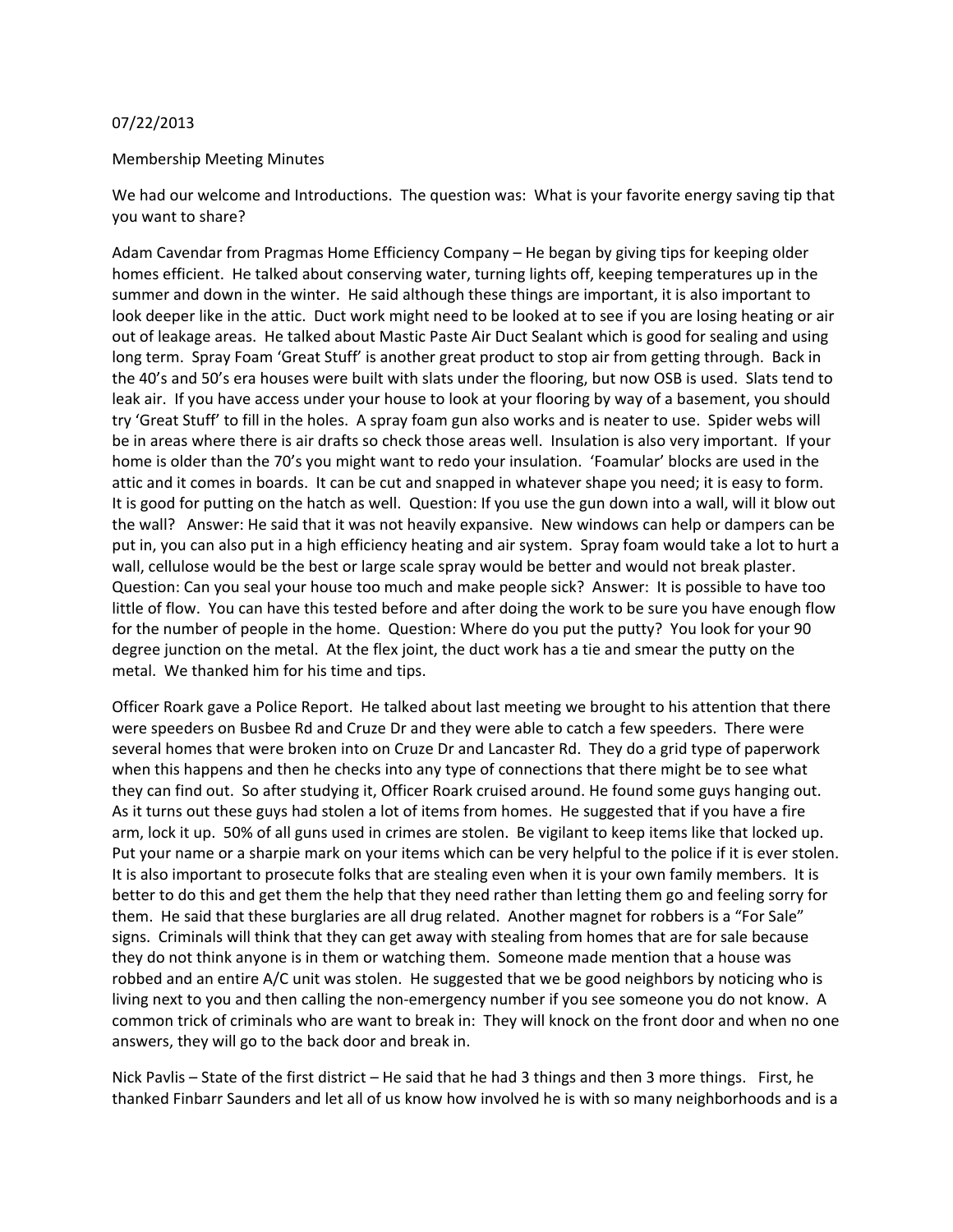07/22/2013

Membership Meeting Minutes

We had our welcome and Introductions. The question was: What is your favorite energy saving tip that you want to share?

Adam Cavendar from Pragmas Home Efficiency Company – He began by giving tips for keeping older homes efficient. He talked about conserving water, turning lights off, keeping temperatures up in the summer and down in the winter. He said although these things are important, it is also important to look deeper like in the attic. Duct work might need to be looked at to see if you are losing heating or air out of leakage areas. He talked about Mastic Paste Air Duct Sealant which is good for sealing and using long term. Spray Foam 'Great Stuff' is another great product to stop air from getting through. Back in the 40's and 50's era houses were built with slats under the flooring, but now OSB is used. Slats tend to leak air. If you have access under your house to look at your flooring by way of a basement, you should try 'Great Stuff' to fill in the holes. A spray foam gun also works and is neater to use. Spider webs will be in areas where there is air drafts so check those areas well. Insulation is also very important. If your home is older than the 70's you might want to redo your insulation. 'Foamular' blocks are used in the attic and it comes in boards. It can be cut and snapped in whatever shape you need; it is easy to form. It is good for putting on the hatch as well. Question: If you use the gun down into a wall, will it blow out the wall? Answer: He said that it was not heavily expansive. New windows can help or dampers can be put in, you can also put in a high efficiency heating and air system. Spray foam would take a lot to hurt a wall, cellulose would be the best or large scale spray would be better and would not break plaster. Question: Can you seal your house too much and make people sick? Answer: It is possible to have too little of flow. You can have this tested before and after doing the work to be sure you have enough flow for the number of people in the home. Question: Where do you put the putty? You look for your 90 degree junction on the metal. At the flex joint, the duct work has a tie and smear the putty on the metal. We thanked him for his time and tips.

Officer Roark gave a Police Report. He talked about last meeting we brought to his attention that there were speeders on Busbee Rd and Cruze Dr and they were able to catch a few speeders. There were several homes that were broken into on Cruze Dr and Lancaster Rd. They do a grid type of paperwork when this happens and then he checks into any type of connections that there might be to see what they can find out. So after studying it, Officer Roark cruised around. He found some guys hanging out. As it turns out these guys had stolen a lot of items from homes. He suggested that if you have a fire arm, lock it up. 50% of all guns used in crimes are stolen. Be vigilant to keep items like that locked up. Put your name or a sharpie mark on your items which can be very helpful to the police if it is ever stolen. It is also important to prosecute folks that are stealing even when it is your own family members. It is better to do this and get them the help that they need rather than letting them go and feeling sorry for them. He said that these burglaries are all drug related. Another magnet for robbers is a "For Sale" signs. Criminals will think that they can get away with stealing from homes that are for sale because they do not think anyone is in them or watching them. Someone made mention that a house was robbed and an entire A/C unit was stolen. He suggested that we be good neighbors by noticing who is living next to you and then calling the non-emergency number if you see someone you do not know. A common trick of criminals who are want to break in: They will knock on the front door and when no one answers, they will go to the back door and break in.

Nick Pavlis – State of the first district – He said that he had 3 things and then 3 more things. First, he thanked Finbarr Saunders and let all of us know how involved he is with so many neighborhoods and is a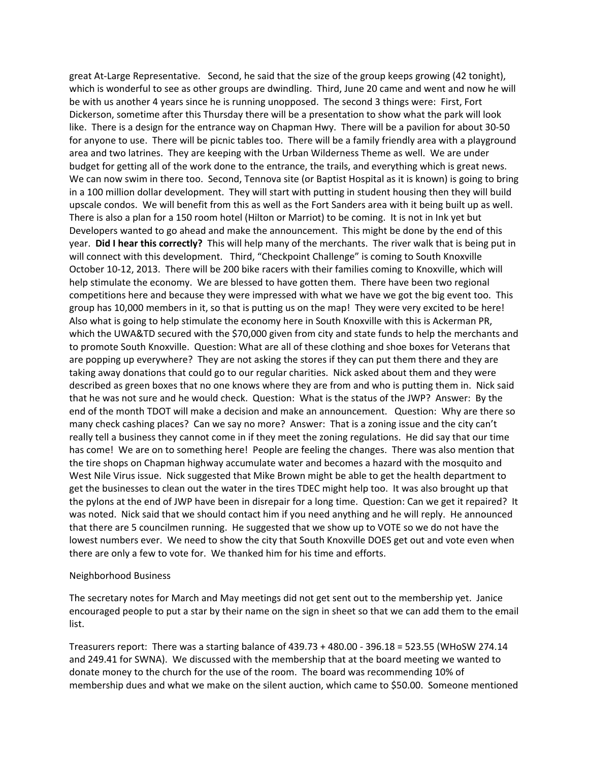great At-Large Representative. Second, he said that the size of the group keeps growing (42 tonight), which is wonderful to see as other groups are dwindling. Third, June 20 came and went and now he will be with us another 4 years since he is running unopposed. The second 3 things were: First, Fort Dickerson, sometime after this Thursday there will be a presentation to show what the park will look like. There is a design for the entrance way on Chapman Hwy. There will be a pavilion for about 30-50 for anyone to use. There will be picnic tables too. There will be a family friendly area with a playground area and two latrines. They are keeping with the Urban Wilderness Theme as well. We are under budget for getting all of the work done to the entrance, the trails, and everything which is great news. We can now swim in there too. Second, Tennova site (or Baptist Hospital as it is known) is going to bring in a 100 million dollar development. They will start with putting in student housing then they will build upscale condos. We will benefit from this as well as the Fort Sanders area with it being built up as well. There is also a plan for a 150 room hotel (Hilton or Marriot) to be coming. It is not in Ink yet but Developers wanted to go ahead and make the announcement. This might be done by the end of this year. **Did I hear this correctly?** This will help many of the merchants. The river walk that is being put in will connect with this development. Third, "Checkpoint Challenge" is coming to South Knoxville October 10-12, 2013. There will be 200 bike racers with their families coming to Knoxville, which will help stimulate the economy. We are blessed to have gotten them. There have been two regional competitions here and because they were impressed with what we have we got the big event too. This group has 10,000 members in it, so that is putting us on the map! They were very excited to be here! Also what is going to help stimulate the economy here in South Knoxville with this is Ackerman PR, which the UWA&TD secured with the $70,000 given from city and state funds to help the merchants and to promote South Knoxville. Question: What are all of these clothing and shoe boxes for Veterans that are popping up everywhere? They are not asking the stores if they can put them there and they are taking away donations that could go to our regular charities. Nick asked about them and they were described as green boxes that no one knows where they are from and who is putting them in. Nick said that he was not sure and he would check. Question: What is the status of the JWP? Answer: By the end of the month TDOT will make a decision and make an announcement. Question: Why are there so many check cashing places? Can we say no more? Answer: That is a zoning issue and the city can't really tell a business they cannot come in if they meet the zoning regulations. He did say that our time has come! We are on to something here! People are feeling the changes. There was also mention that the tire shops on Chapman highway accumulate water and becomes a hazard with the mosquito and West Nile Virus issue. Nick suggested that Mike Brown might be able to get the health department to get the businesses to clean out the water in the tires TDEC might help too. It was also brought up that the pylons at the end of JWP have been in disrepair for a long time. Question: Can we get it repaired? It was noted. Nick said that we should contact him if you need anything and he will reply. He announced that there are 5 councilmen running. He suggested that we show up to VOTE so we do not have the lowest numbers ever. We need to show the city that South Knoxville DOES get out and vote even when there are only a few to vote for. We thanked him for his time and efforts.

Neighborhood Business

The secretary notes for March and May meetings did not get sent out to the membership yet. Janice encouraged people to put a star by their name on the sign in sheet so that we can add them to the email list.

Treasurers report: There was a starting balance of 439.73 + 480.00 - 396.18 = 523.55 (WHoSW 274.14 and 249.41 for SWNA). We discussed with the membership that at the board meeting we wanted to donate money to the church for the use of the room. The board was recommending 10% of membership dues and what we make on the silent auction, which came to $50.00. Someone mentioned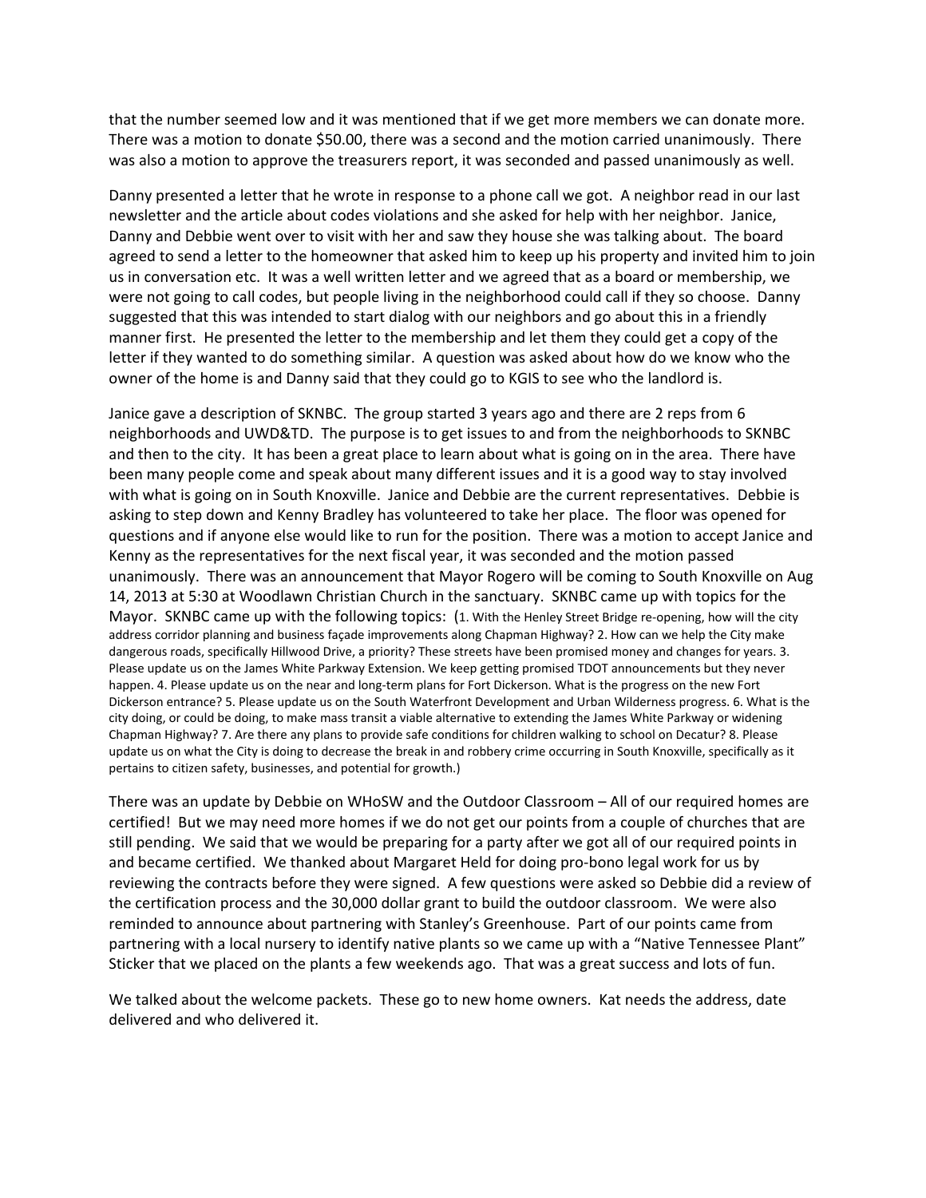that the number seemed low and it was mentioned that if we get more members we can donate more. There was a motion to donate $50.00, there was a second and the motion carried unanimously. There was also a motion to approve the treasurers report, it was seconded and passed unanimously as well.

Danny presented a letter that he wrote in response to a phone call we got. A neighbor read in our last newsletter and the article about codes violations and she asked for help with her neighbor. Janice, Danny and Debbie went over to visit with her and saw they house she was talking about. The board agreed to send a letter to the homeowner that asked him to keep up his property and invited him to join us in conversation etc. It was a well written letter and we agreed that as a board or membership, we were not going to call codes, but people living in the neighborhood could call if they so choose. Danny suggested that this was intended to start dialog with our neighbors and go about this in a friendly manner first. He presented the letter to the membership and let them they could get a copy of the letter if they wanted to do something similar. A question was asked about how do we know who the owner of the home is and Danny said that they could go to KGIS to see who the landlord is.

Janice gave a description of SKNBC. The group started 3 years ago and there are 2 reps from 6 neighborhoods and UWD&TD. The purpose is to get issues to and from the neighborhoods to SKNBC and then to the city. It has been a great place to learn about what is going on in the area. There have been many people come and speak about many different issues and it is a good way to stay involved with what is going on in South Knoxville. Janice and Debbie are the current representatives. Debbie is asking to step down and Kenny Bradley has volunteered to take her place. The floor was opened for questions and if anyone else would like to run for the position. There was a motion to accept Janice and Kenny as the representatives for the next fiscal year, it was seconded and the motion passed unanimously. There was an announcement that Mayor Rogero will be coming to South Knoxville on Aug 14, 2013 at 5:30 at Woodlawn Christian Church in the sanctuary. SKNBC came up with topics for the Mayor. SKNBC came up with the following topics: (1. With the Henley Street Bridge re-opening, how will the city address corridor planning and business façade improvements along Chapman Highway? 2. How can we help the City make dangerous roads, specifically Hillwood Drive, a priority? These streets have been promised money and changes for years. 3. Please update us on the James White Parkway Extension. We keep getting promised TDOT announcements but they never happen. 4. Please update us on the near and long-term plans for Fort Dickerson. What is the progress on the new Fort Dickerson entrance? 5. Please update us on the South Waterfront Development and Urban Wilderness progress. 6. What is the city doing, or could be doing, to make mass transit a viable alternative to extending the James White Parkway or widening Chapman Highway? 7. Are there any plans to provide safe conditions for children walking to school on Decatur? 8. Please update us on what the City is doing to decrease the break in and robbery crime occurring in South Knoxville, specifically as it pertains to citizen safety, businesses, and potential for growth.)

There was an update by Debbie on WHoSW and the Outdoor Classroom – All of our required homes are certified! But we may need more homes if we do not get our points from a couple of churches that are still pending. We said that we would be preparing for a party after we got all of our required points in and became certified. We thanked about Margaret Held for doing pro-bono legal work for us by reviewing the contracts before they were signed. A few questions were asked so Debbie did a review of the certification process and the 30,000 dollar grant to build the outdoor classroom. We were also reminded to announce about partnering with Stanley's Greenhouse. Part of our points came from partnering with a local nursery to identify native plants so we came up with a "Native Tennessee Plant" Sticker that we placed on the plants a few weekends ago. That was a great success and lots of fun.

We talked about the welcome packets. These go to new home owners. Kat needs the address, date delivered and who delivered it.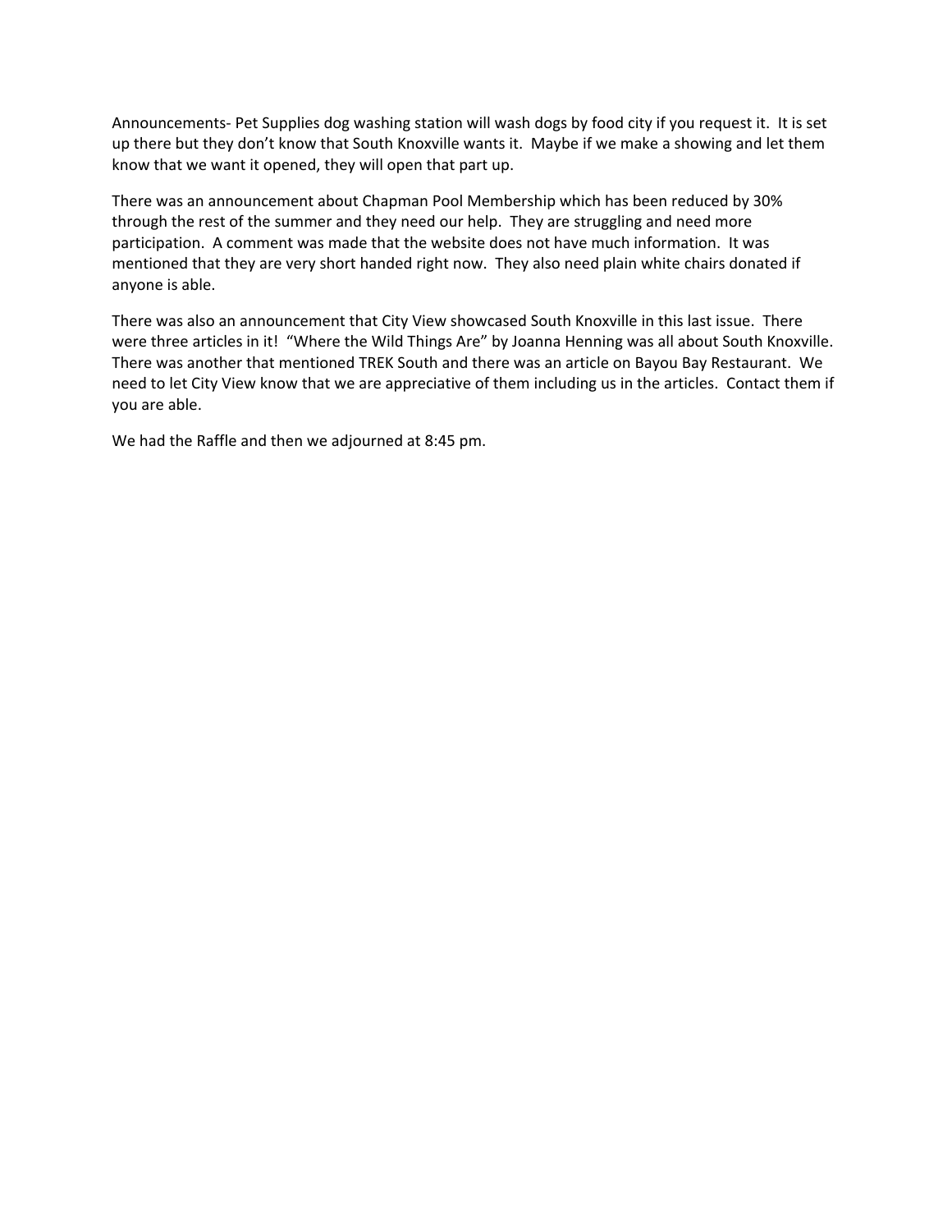Announcements- Pet Supplies dog washing station will wash dogs by food city if you request it. It is set up there but they don't know that South Knoxville wants it. Maybe if we make a showing and let them know that we want it opened, they will open that part up.

There was an announcement about Chapman Pool Membership which has been reduced by 30% through the rest of the summer and they need our help. They are struggling and need more participation. A comment was made that the website does not have much information. It was mentioned that they are very short handed right now. They also need plain white chairs donated if anyone is able.

There was also an announcement that City View showcased South Knoxville in this last issue. There were three articles in it! "Where the Wild Things Are" by Joanna Henning was all about South Knoxville. There was another that mentioned TREK South and there was an article on Bayou Bay Restaurant. We need to let City View know that we are appreciative of them including us in the articles. Contact them if you are able.

We had the Raffle and then we adjourned at 8:45 pm.